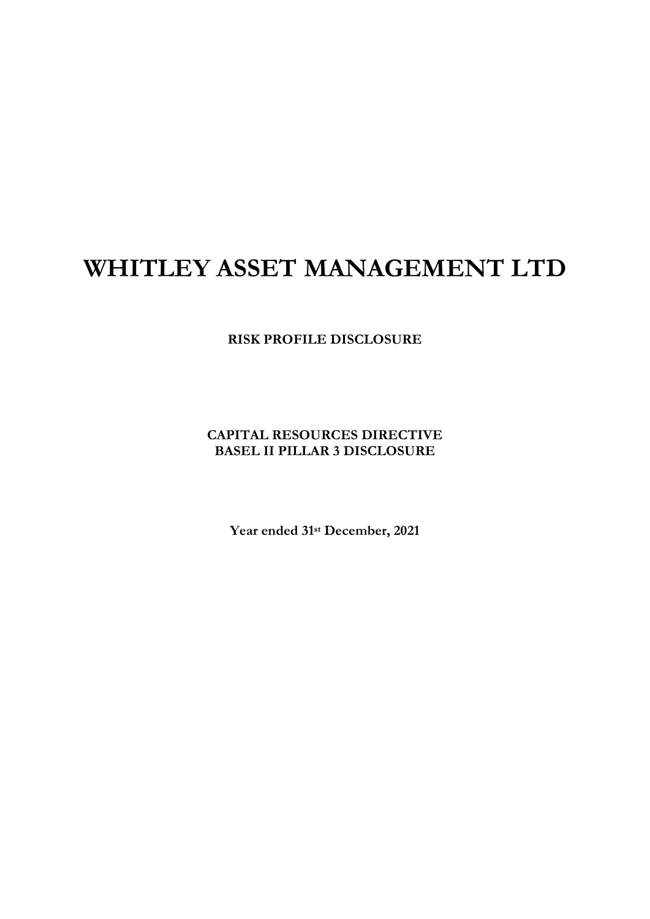# WHITLEY ASSET MANAGEMENT LTD

**RISK PROFILE DISCLOSURE**

**CAPITAL RESOURCES DIRECTIVE**
**BASEL II PILLAR 3 DISCLOSURE**

**Year ended 31st December, 2021**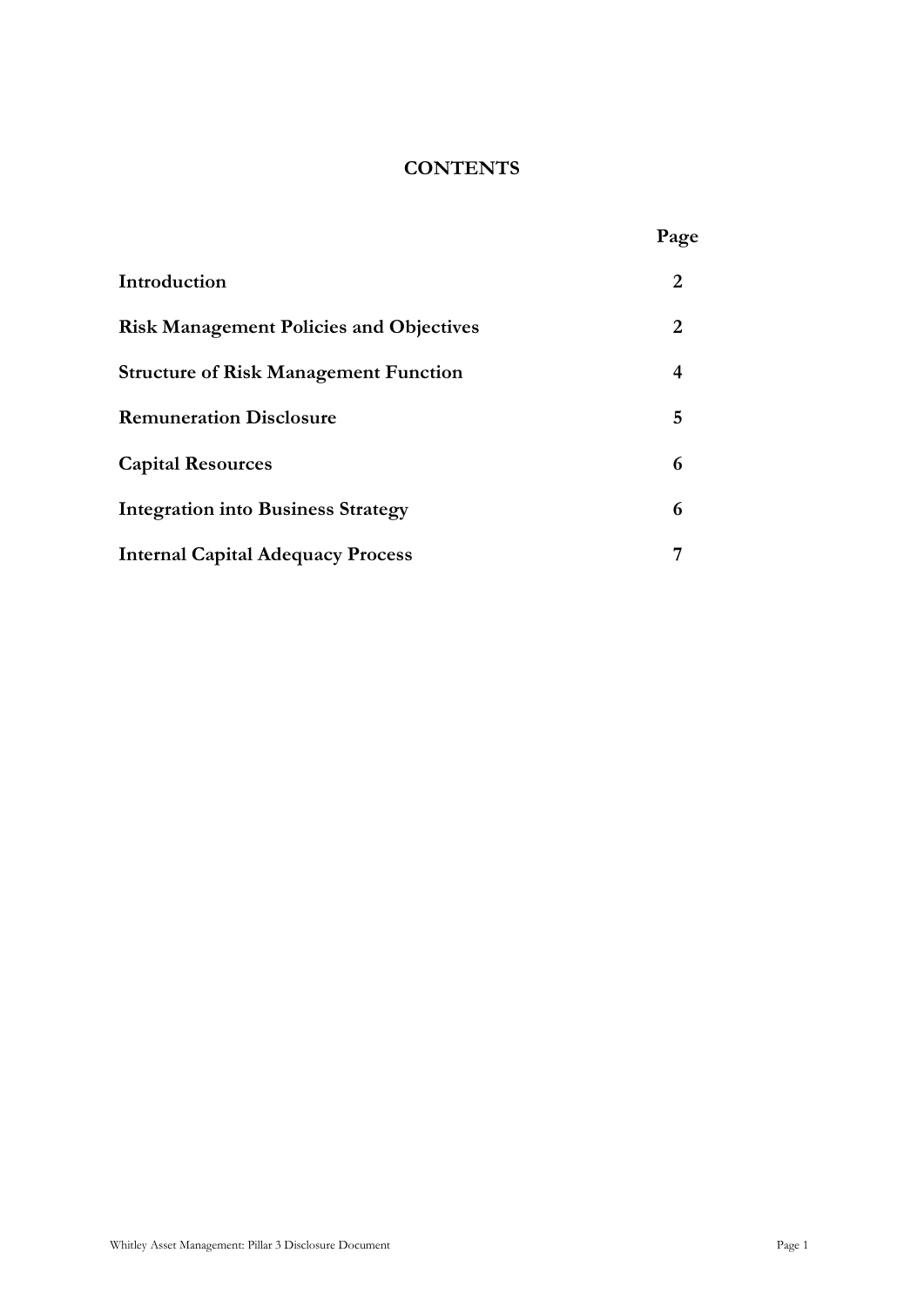# CONTENTS

| | Page |
|---|---|
| **Introduction** | **2** |
| **Risk Management Policies and Objectives** | **2** |
| **Structure of Risk Management Function** | **4** |
| **Remuneration Disclosure** | **5** |
| **Capital Resources** | **6** |
| **Integration into Business Strategy** | **6** |
| **Internal Capital Adequacy Process** | **7** |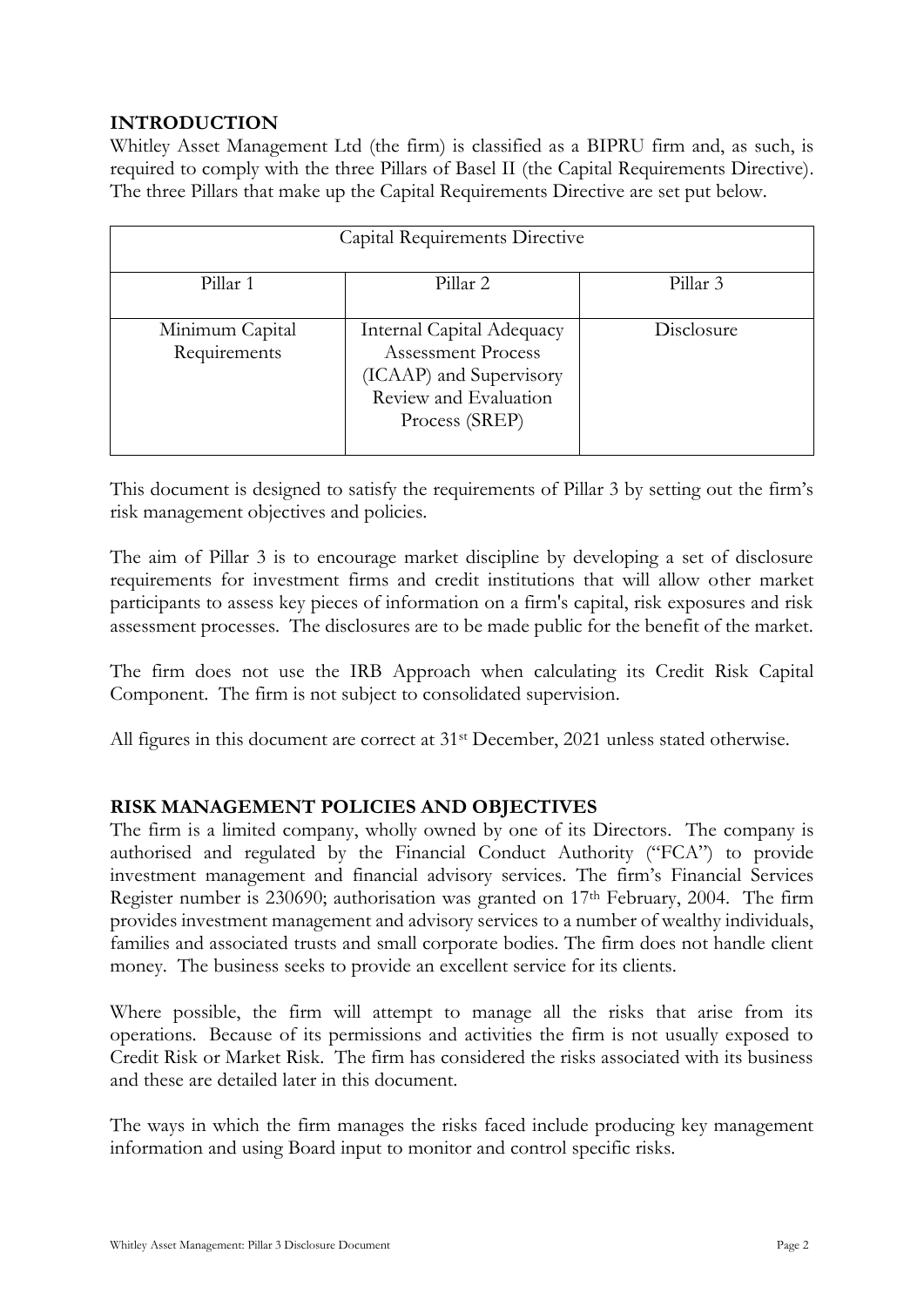## INTRODUCTION

Whitley Asset Management Ltd (the firm) is classified as a BIPRU firm and, as such, is required to comply with the three Pillars of Basel II (the Capital Requirements Directive). The three Pillars that make up the Capital Requirements Directive are set put below.

| Capital Requirements Directive | | |
|---|---|---|
| Pillar 1 | Pillar 2 | Pillar 3 |
| Minimum Capital Requirements | Internal Capital Adequacy Assessment Process (ICAAP) and Supervisory Review and Evaluation Process (SREP) | Disclosure |

This document is designed to satisfy the requirements of Pillar 3 by setting out the firm's risk management objectives and policies.

The aim of Pillar 3 is to encourage market discipline by developing a set of disclosure requirements for investment firms and credit institutions that will allow other market participants to assess key pieces of information on a firm's capital, risk exposures and risk assessment processes. The disclosures are to be made public for the benefit of the market.

The firm does not use the IRB Approach when calculating its Credit Risk Capital Component. The firm is not subject to consolidated supervision.

All figures in this document are correct at 31st December, 2021 unless stated otherwise.

## RISK MANAGEMENT POLICIES AND OBJECTIVES

The firm is a limited company, wholly owned by one of its Directors. The company is authorised and regulated by the Financial Conduct Authority ("FCA") to provide investment management and financial advisory services. The firm's Financial Services Register number is 230690; authorisation was granted on 17th February, 2004. The firm provides investment management and advisory services to a number of wealthy individuals, families and associated trusts and small corporate bodies. The firm does not handle client money. The business seeks to provide an excellent service for its clients.

Where possible, the firm will attempt to manage all the risks that arise from its operations. Because of its permissions and activities the firm is not usually exposed to Credit Risk or Market Risk. The firm has considered the risks associated with its business and these are detailed later in this document.

The ways in which the firm manages the risks faced include producing key management information and using Board input to monitor and control specific risks.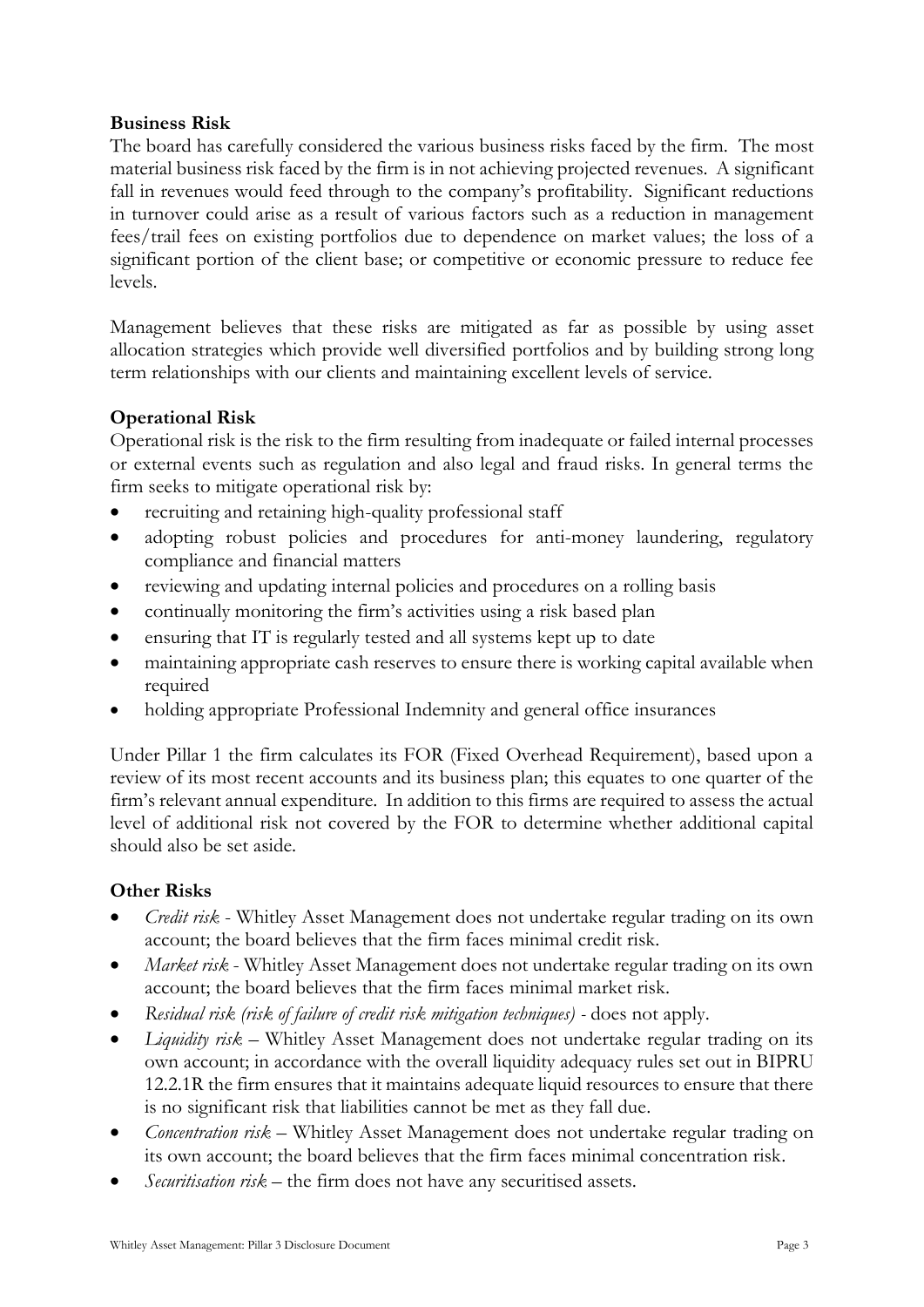**Business Risk**

The board has carefully considered the various business risks faced by the firm. The most material business risk faced by the firm is in not achieving projected revenues. A significant fall in revenues would feed through to the company's profitability. Significant reductions in turnover could arise as a result of various factors such as a reduction in management fees/trail fees on existing portfolios due to dependence on market values; the loss of a significant portion of the client base; or competitive or economic pressure to reduce fee levels.

Management believes that these risks are mitigated as far as possible by using asset allocation strategies which provide well diversified portfolios and by building strong long term relationships with our clients and maintaining excellent levels of service.

**Operational Risk**

Operational risk is the risk to the firm resulting from inadequate or failed internal processes or external events such as regulation and also legal and fraud risks. In general terms the firm seeks to mitigate operational risk by:

- recruiting and retaining high-quality professional staff
- adopting robust policies and procedures for anti-money laundering, regulatory compliance and financial matters
- reviewing and updating internal policies and procedures on a rolling basis
- continually monitoring the firm's activities using a risk based plan
- ensuring that IT is regularly tested and all systems kept up to date
- maintaining appropriate cash reserves to ensure there is working capital available when required
- holding appropriate Professional Indemnity and general office insurances

Under Pillar 1 the firm calculates its FOR (Fixed Overhead Requirement), based upon a review of its most recent accounts and its business plan; this equates to one quarter of the firm's relevant annual expenditure. In addition to this firms are required to assess the actual level of additional risk not covered by the FOR to determine whether additional capital should also be set aside.

**Other Risks**

- *Credit risk* - Whitley Asset Management does not undertake regular trading on its own account; the board believes that the firm faces minimal credit risk.
- *Market risk* - Whitley Asset Management does not undertake regular trading on its own account; the board believes that the firm faces minimal market risk.
- *Residual risk (risk of failure of credit risk mitigation techniques)* - does not apply.
- *Liquidity risk* – Whitley Asset Management does not undertake regular trading on its own account; in accordance with the overall liquidity adequacy rules set out in BIPRU 12.2.1R the firm ensures that it maintains adequate liquid resources to ensure that there is no significant risk that liabilities cannot be met as they fall due.
- *Concentration risk* – Whitley Asset Management does not undertake regular trading on its own account; the board believes that the firm faces minimal concentration risk.
- *Securitisation risk* – the firm does not have any securitised assets.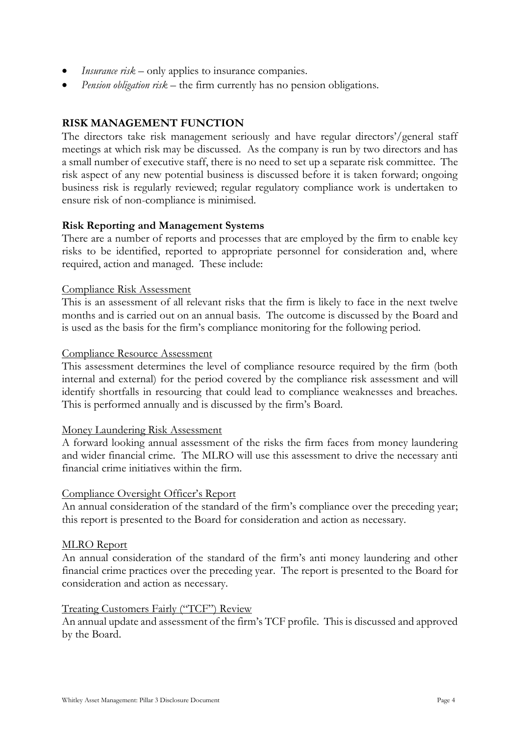- *Insurance risk* – only applies to insurance companies.
- *Pension obligation risk* – the firm currently has no pension obligations.

## RISK MANAGEMENT FUNCTION

The directors take risk management seriously and have regular directors'/general staff meetings at which risk may be discussed. As the company is run by two directors and has a small number of executive staff, there is no need to set up a separate risk committee. The risk aspect of any new potential business is discussed before it is taken forward; ongoing business risk is regularly reviewed; regular regulatory compliance work is undertaken to ensure risk of non-compliance is minimised.

### Risk Reporting and Management Systems

There are a number of reports and processes that are employed by the firm to enable key risks to be identified, reported to appropriate personnel for consideration and, where required, action and managed. These include:

Compliance Risk Assessment

This is an assessment of all relevant risks that the firm is likely to face in the next twelve months and is carried out on an annual basis. The outcome is discussed by the Board and is used as the basis for the firm's compliance monitoring for the following period.

Compliance Resource Assessment

This assessment determines the level of compliance resource required by the firm (both internal and external) for the period covered by the compliance risk assessment and will identify shortfalls in resourcing that could lead to compliance weaknesses and breaches. This is performed annually and is discussed by the firm's Board.

Money Laundering Risk Assessment

A forward looking annual assessment of the risks the firm faces from money laundering and wider financial crime. The MLRO will use this assessment to drive the necessary anti financial crime initiatives within the firm.

Compliance Oversight Officer's Report

An annual consideration of the standard of the firm's compliance over the preceding year; this report is presented to the Board for consideration and action as necessary.

MLRO Report

An annual consideration of the standard of the firm's anti money laundering and other financial crime practices over the preceding year. The report is presented to the Board for consideration and action as necessary.

Treating Customers Fairly ("TCF") Review

An annual update and assessment of the firm's TCF profile. This is discussed and approved by the Board.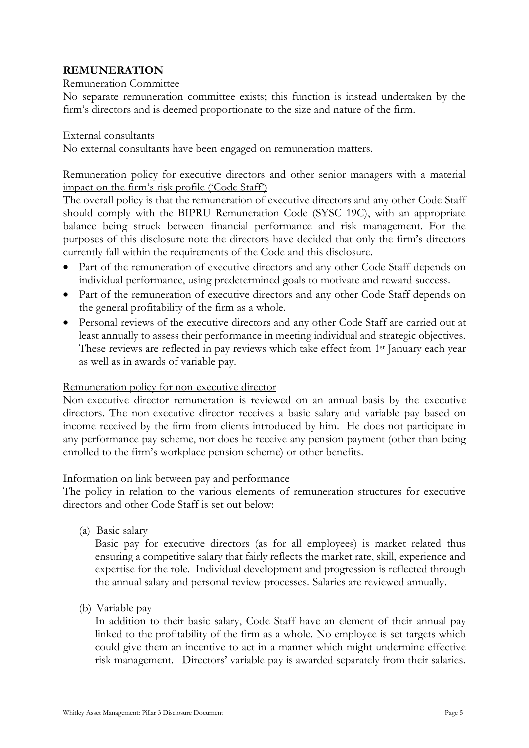## REMUNERATION

Remuneration Committee

No separate remuneration committee exists; this function is instead undertaken by the firm's directors and is deemed proportionate to the size and nature of the firm.

External consultants

No external consultants have been engaged on remuneration matters.

Remuneration policy for executive directors and other senior managers with a material impact on the firm's risk profile ('Code Staff')

The overall policy is that the remuneration of executive directors and any other Code Staff should comply with the BIPRU Remuneration Code (SYSC 19C), with an appropriate balance being struck between financial performance and risk management. For the purposes of this disclosure note the directors have decided that only the firm's directors currently fall within the requirements of the Code and this disclosure.

- Part of the remuneration of executive directors and any other Code Staff depends on individual performance, using predetermined goals to motivate and reward success.
- Part of the remuneration of executive directors and any other Code Staff depends on the general profitability of the firm as a whole.
- Personal reviews of the executive directors and any other Code Staff are carried out at least annually to assess their performance in meeting individual and strategic objectives. These reviews are reflected in pay reviews which take effect from 1st January each year as well as in awards of variable pay.

Remuneration policy for non-executive director

Non-executive director remuneration is reviewed on an annual basis by the executive directors. The non-executive director receives a basic salary and variable pay based on income received by the firm from clients introduced by him. He does not participate in any performance pay scheme, nor does he receive any pension payment (other than being enrolled to the firm's workplace pension scheme) or other benefits.

Information on link between pay and performance

The policy in relation to the various elements of remuneration structures for executive directors and other Code Staff is set out below:

(a) Basic salary

Basic pay for executive directors (as for all employees) is market related thus ensuring a competitive salary that fairly reflects the market rate, skill, experience and expertise for the role. Individual development and progression is reflected through the annual salary and personal review processes. Salaries are reviewed annually.

(b) Variable pay

In addition to their basic salary, Code Staff have an element of their annual pay linked to the profitability of the firm as a whole. No employee is set targets which could give them an incentive to act in a manner which might undermine effective risk management. Directors' variable pay is awarded separately from their salaries.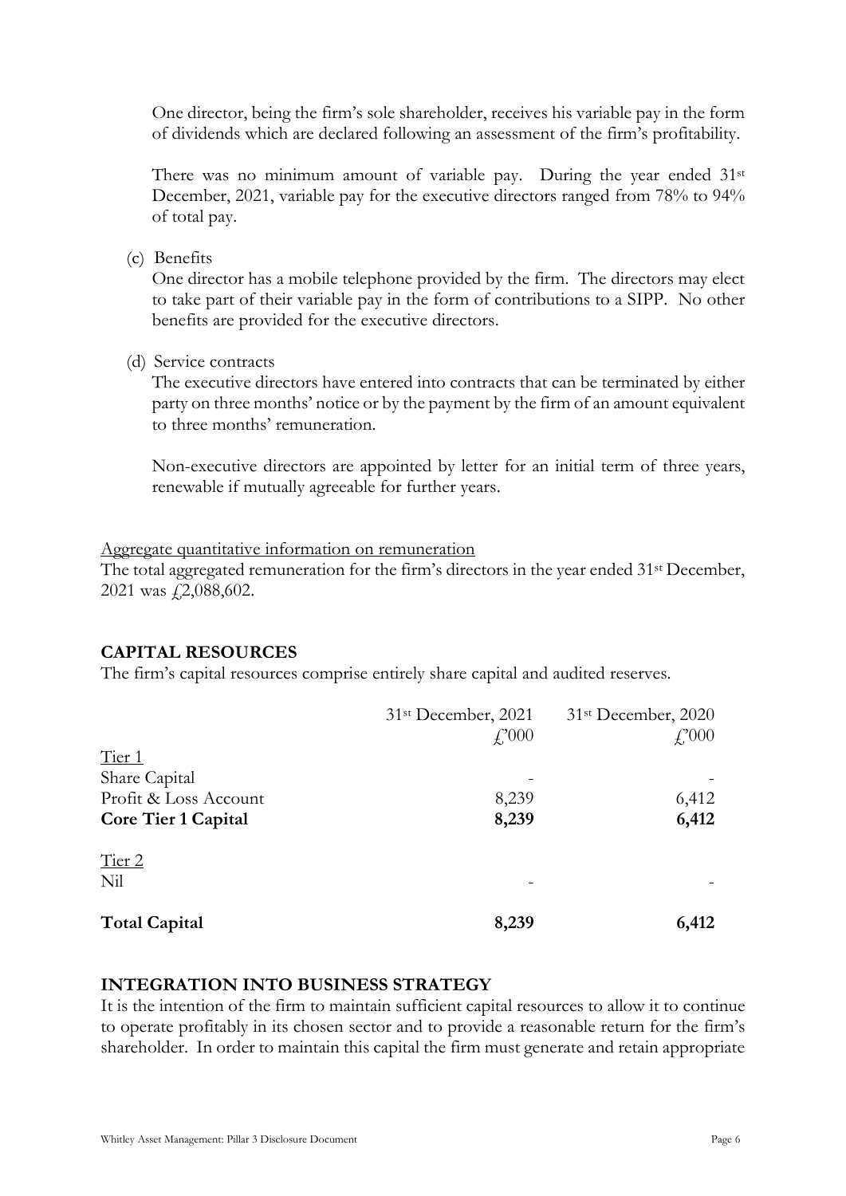One director, being the firm's sole shareholder, receives his variable pay in the form of dividends which are declared following an assessment of the firm's profitability.

There was no minimum amount of variable pay. During the year ended 31st December, 2021, variable pay for the executive directors ranged from 78% to 94% of total pay.

(c) Benefits

One director has a mobile telephone provided by the firm. The directors may elect to take part of their variable pay in the form of contributions to a SIPP. No other benefits are provided for the executive directors.

(d) Service contracts

The executive directors have entered into contracts that can be terminated by either party on three months' notice or by the payment by the firm of an amount equivalent to three months' remuneration.

Non-executive directors are appointed by letter for an initial term of three years, renewable if mutually agreeable for further years.

Aggregate quantitative information on remuneration

The total aggregated remuneration for the firm's directors in the year ended 31st December, 2021 was £2,088,602.

## CAPITAL RESOURCES

The firm's capital resources comprise entirely share capital and audited reserves.

| | 31st December, 2021 £'000 | 31st December, 2020 £'000 |
|---|---|---|
| Tier 1 | | |
| Share Capital | - | - |
| Profit & Loss Account | 8,239 | 6,412 |
| **Core Tier 1 Capital** | **8,239** | **6,412** |
| Tier 2 | | |
| Nil | - | - |
| **Total Capital** | **8,239** | **6,412** |

## INTEGRATION INTO BUSINESS STRATEGY

It is the intention of the firm to maintain sufficient capital resources to allow it to continue to operate profitably in its chosen sector and to provide a reasonable return for the firm's shareholder. In order to maintain this capital the firm must generate and retain appropriate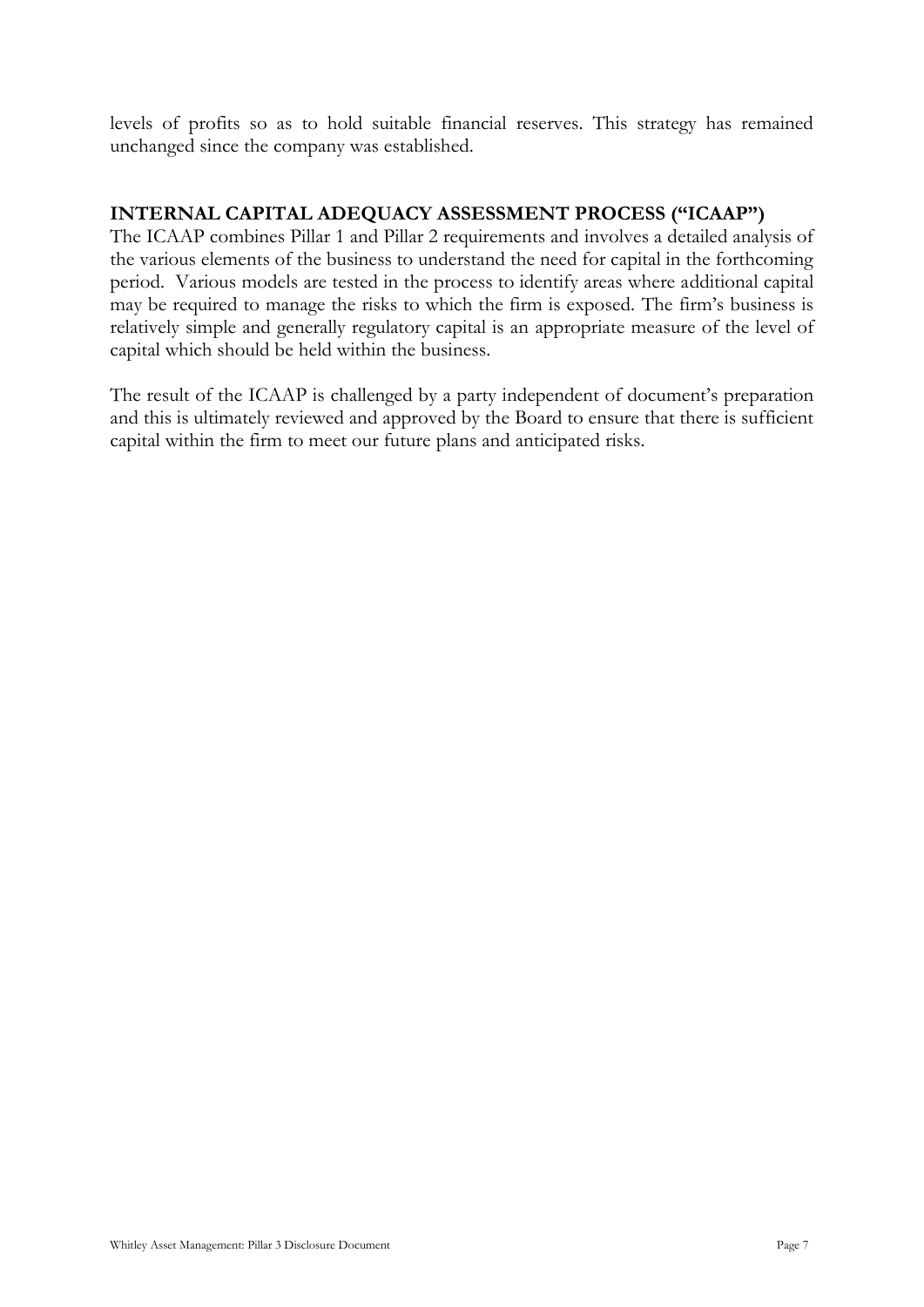levels of profits so as to hold suitable financial reserves. This strategy has remained unchanged since the company was established.

## INTERNAL CAPITAL ADEQUACY ASSESSMENT PROCESS ("ICAAP")

The ICAAP combines Pillar 1 and Pillar 2 requirements and involves a detailed analysis of the various elements of the business to understand the need for capital in the forthcoming period. Various models are tested in the process to identify areas where additional capital may be required to manage the risks to which the firm is exposed. The firm's business is relatively simple and generally regulatory capital is an appropriate measure of the level of capital which should be held within the business.

The result of the ICAAP is challenged by a party independent of document's preparation and this is ultimately reviewed and approved by the Board to ensure that there is sufficient capital within the firm to meet our future plans and anticipated risks.